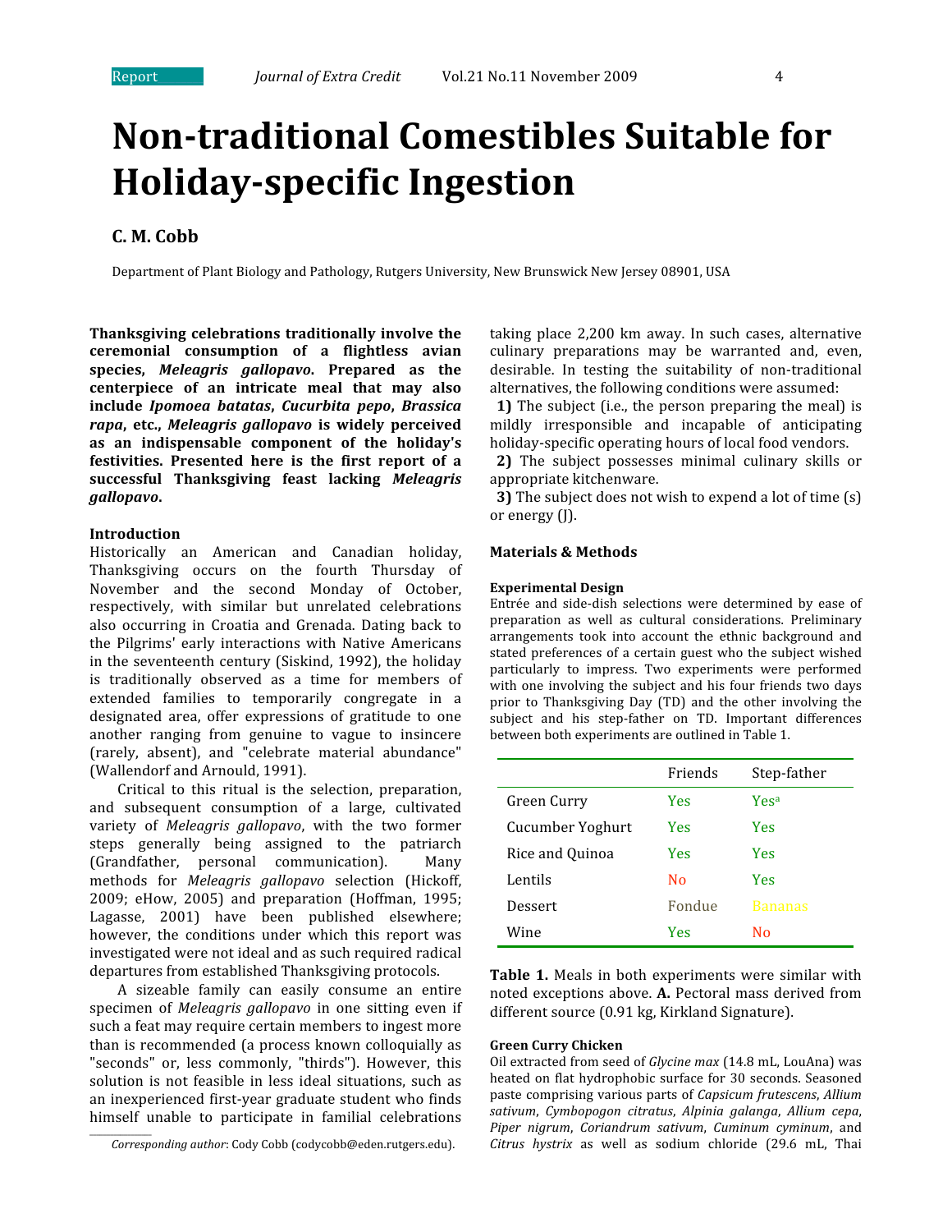# Non-traditional Comestibles Suitable for Holiday-specific Ingestion

**C. M. Cobb**

Department of Plant Biology and Pathology, Rutgers University, New Brunswick New Jersey 08901, USA

**Thanksgiving celebrations traditionally involve the ceremonial consumption of a flightless avian species, *Meleagris gallopavo*. Prepared as the centerpiece of an intricate meal that may also include *Ipomoea batatas*, *Cucurbita pepo*, *Brassica rapa*, etc., *Meleagris gallopavo* is widely perceived as an indispensable component of the holiday's festivities. Presented here is the first report of a successful Thanksgiving feast lacking *Meleagris gallopavo*.**

### Introduction

Historically an American and Canadian holiday, Thanksgiving occurs on the fourth Thursday of November and the second Monday of October, respectively, with similar but unrelated celebrations also occurring in Croatia and Grenada. Dating back to the Pilgrims' early interactions with Native Americans in the seventeenth century (Siskind, 1992), the holiday is traditionally observed as a time for members of extended families to temporarily congregate in a designated area, offer expressions of gratitude to one another ranging from genuine to vague to insincere (rarely, absent), and "celebrate material abundance" (Wallendorf and Arnould, 1991).

Critical to this ritual is the selection, preparation, and subsequent consumption of a large, cultivated variety of *Meleagris gallopavo*, with the two former steps generally being assigned to the patriarch (Grandfather, personal communication). Many methods for *Meleagris gallopavo* selection (Hickoff, 2009; eHow, 2005) and preparation (Hoffman, 1995; Lagasse, 2001) have been published elsewhere; however, the conditions under which this report was investigated were not ideal and as such required radical departures from established Thanksgiving protocols.

A sizeable family can easily consume an entire specimen of *Meleagris gallopavo* in one sitting even if such a feat may require certain members to ingest more than is recommended (a process known colloquially as "seconds" or, less commonly, "thirds"). However, this solution is not feasible in less ideal situations, such as an inexperienced first-year graduate student who finds himself unable to participate in familial celebrations taking place 2,200 km away. In such cases, alternative culinary preparations may be warranted and, even, desirable. In testing the suitability of non-traditional alternatives, the following conditions were assumed:

**1)** The subject (i.e., the person preparing the meal) is mildly irresponsible and incapable of anticipating holiday-specific operating hours of local food vendors.

**2)** The subject possesses minimal culinary skills or appropriate kitchenware.

**3)** The subject does not wish to expend a lot of time (s) or energy (J).

*Corresponding author*: Cody Cobb (codycobb@eden.rutgers.edu).

### Materials & Methods

#### Experimental Design

Entrée and side-dish selections were determined by ease of preparation as well as cultural considerations. Preliminary arrangements took into account the ethnic background and stated preferences of a certain guest who the subject wished particularly to impress. Two experiments were performed with one involving the subject and his four friends two days prior to Thanksgiving Day (TD) and the other involving the subject and his step-father on TD. Important differences between both experiments are outlined in Table 1.

| | Friends | Step-father |
|---|---|---|
| Green Curry | Yes | Yes[a] |
| Cucumber Yoghurt | Yes | Yes |
| Rice and Quinoa | Yes | Yes |
| Lentils | No | Yes |
| Dessert | Fondue | Bananas |
| Wine | Yes | No |

**Table 1.** Meals in both experiments were similar with noted exceptions above. **A.** Pectoral mass derived from different source (0.91 kg, Kirkland Signature).

#### Green Curry Chicken

Oil extracted from seed of *Glycine max* (14.8 mL, LouAna) was heated on flat hydrophobic surface for 30 seconds. Seasoned paste comprising various parts of *Capsicum frutescens*, *Allium sativum*, *Cymbopogon citratus*, *Alpinia galanga*, *Allium cepa*, *Piper nigrum*, *Coriandrum sativum*, *Cuminum cyminum*, and *Citrus hystrix* as well as sodium chloride (29.6 mL, Thai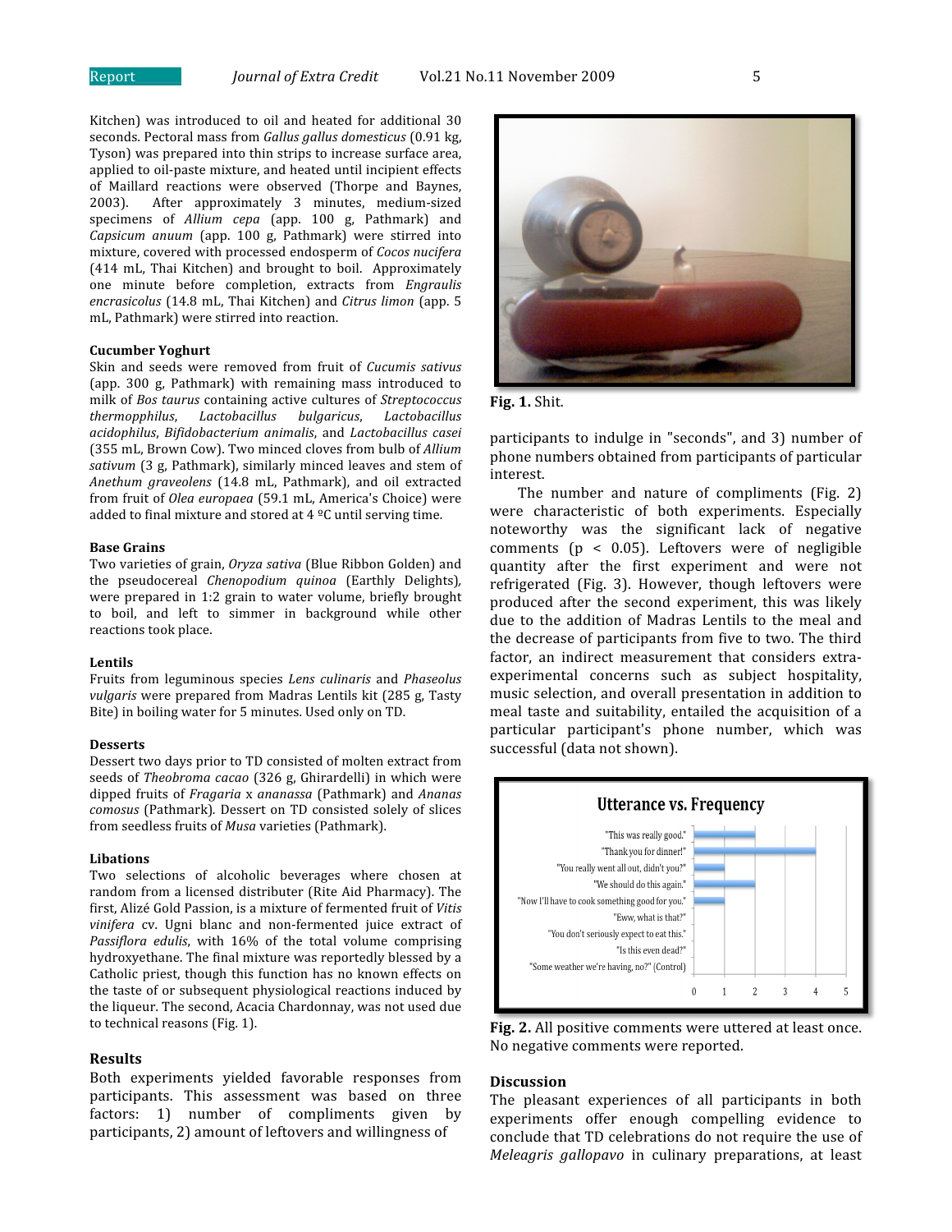Kitchen) was introduced to oil and heated for additional 30 seconds. Pectoral mass from *Gallus gallus domesticus* (0.91 kg, Tyson) was prepared into thin strips to increase surface area, applied to oil-paste mixture, and heated until incipient effects of Maillard reactions were observed (Thorpe and Baynes, 2003). After approximately 3 minutes, medium-sized specimens of *Allium cepa* (app. 100 g, Pathmark) and *Capsicum anuum* (app. 100 g, Pathmark) were stirred into mixture, covered with processed endosperm of *Cocos nucifera* (414 mL, Thai Kitchen) and brought to boil. Approximately one minute before completion, extracts from *Engraulis encrasicolus* (14.8 mL, Thai Kitchen) and *Citrus limon* (app. 5 mL, Pathmark) were stirred into reaction.

**Cucumber Yoghurt**

Skin and seeds were removed from fruit of *Cucumis sativus* (app. 300 g, Pathmark) with remaining mass introduced to milk of *Bos taurus* containing active cultures of *Streptococcus thermophilus*, *Lactobacillus bulgaricus*, *Lactobacillus acidophilus*, *Bifidobacterium animalis*, and *Lactobacillus casei* (355 mL, Brown Cow). Two minced cloves from bulb of *Allium sativum* (3 g, Pathmark), similarly minced leaves and stem of *Anethum graveolens* (14.8 mL, Pathmark), and oil extracted from fruit of *Olea europaea* (59.1 mL, America's Choice) were added to final mixture and stored at 4 ºC until serving time.

**Base Grains**

Two varieties of grain, *Oryza sativa* (Blue Ribbon Golden) and the pseudocereal *Chenopodium quinoa* (Earthly Delights), were prepared in 1:2 grain to water volume, briefly brought to boil, and left to simmer in background while other reactions took place.

**Lentils**

Fruits from leguminous species *Lens culinaris* and *Phaseolus vulgaris* were prepared from Madras Lentils kit (285 g, Tasty Bite) in boiling water for 5 minutes. Used only on TD.

**Desserts**

Dessert two days prior to TD consisted of molten extract from seeds of *Theobroma cacao* (326 g, Ghirardelli) in which were dipped fruits of *Fragaria* x *ananassa* (Pathmark) and *Ananas comosus* (Pathmark). Dessert on TD consisted solely of slices from seedless fruits of *Musa* varieties (Pathmark).

**Libations**

Two selections of alcoholic beverages where chosen at random from a licensed distributer (Rite Aid Pharmacy). The first, Alizé Gold Passion, is a mixture of fermented fruit of *Vitis vinifera* cv. Ugni blanc and non-fermented juice extract of *Passiflora edulis*, with 16% of the total volume comprising hydroxyethane. The final mixture was reportedly blessed by a Catholic priest, though this function has no known effects on the taste of or subsequent physiological reactions induced by the liqueur. The second, Acacia Chardonnay, was not used due to technical reasons (Fig. 1).

**Fig. 1.** Shit.

## Results

Both experiments yielded favorable responses from participants. This assessment was based on three factors: 1) number of compliments given by participants, 2) amount of leftovers and willingness of participants to indulge in "seconds", and 3) number of phone numbers obtained from participants of particular interest.

The number and nature of compliments (Fig. 2) were characteristic of both experiments. Especially noteworthy was the significant lack of negative comments ($p < 0.05$). Leftovers were of negligible quantity after the first experiment and were not refrigerated (Fig. 3). However, though leftovers were produced after the second experiment, this was likely due to the addition of Madras Lentils to the meal and the decrease of participants from five to two. The third factor, an indirect measurement that considers extra-experimental concerns such as subject hospitality, music selection, and overall presentation in addition to meal taste and suitability, entailed the acquisition of a particular participant's phone number, which was successful (data not shown).

**Fig. 2.** All positive comments were uttered at least once. No negative comments were reported.

## Discussion

The pleasant experiences of all participants in both experiments offer enough compelling evidence to conclude that TD celebrations do not require the use of *Meleagris gallopavo* in culinary preparations, at least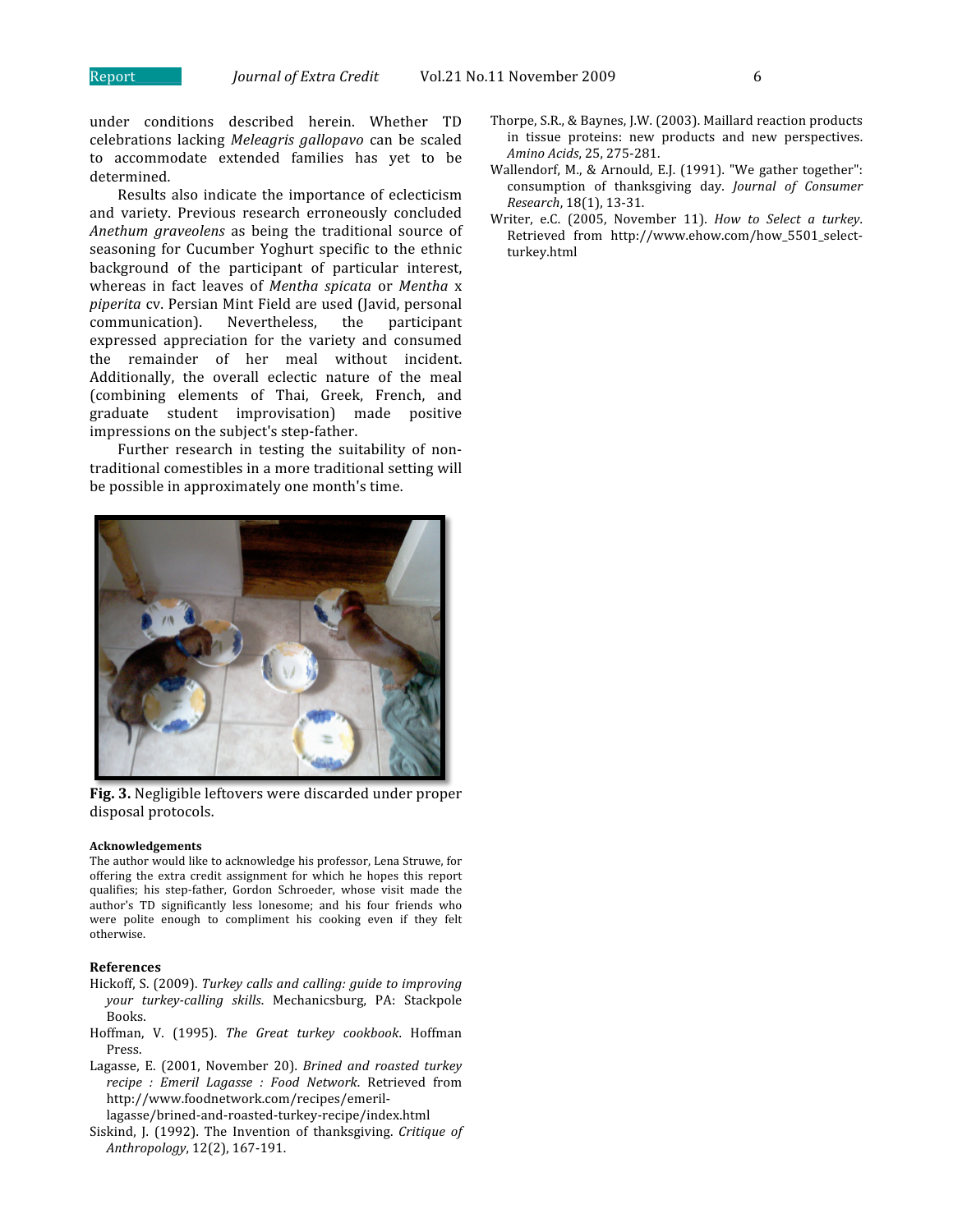under conditions described herein. Whether TD celebrations lacking *Meleagris gallopavo* can be scaled to accommodate extended families has yet to be determined.

Results also indicate the importance of eclecticism and variety. Previous research erroneously concluded *Anethum graveolens* as being the traditional source of seasoning for Cucumber Yoghurt specific to the ethnic background of the participant of particular interest, whereas in fact leaves of *Mentha spicata* or *Mentha* x *piperita* cv. Persian Mint Field are used (Javid, personal communication). Nevertheless, the participant expressed appreciation for the variety and consumed the remainder of her meal without incident. Additionally, the overall eclectic nature of the meal (combining elements of Thai, Greek, French, and graduate student improvisation) made positive impressions on the subject's step-father.

Further research in testing the suitability of non-traditional comestibles in a more traditional setting will be possible in approximately one month's time.

**Fig. 3.** Negligible leftovers were discarded under proper disposal protocols.

#### Acknowledgements

The author would like to acknowledge his professor, Lena Struwe, for offering the extra credit assignment for which he hopes this report qualifies; his step-father, Gordon Schroeder, whose visit made the author's TD significantly less lonesome; and his four friends who were polite enough to compliment his cooking even if they felt otherwise.

### References

Hickoff, S. (2009). *Turkey calls and calling: guide to improving your turkey-calling skills*. Mechanicsburg, PA: Stackpole Books.

Hoffman, V. (1995). *The Great turkey cookbook*. Hoffman Press.

Lagasse, E. (2001, November 20). *Brined and roasted turkey recipe : Emeril Lagasse : Food Network*. Retrieved from http://www.foodnetwork.com/recipes/emeril-lagasse/brined-and-roasted-turkey-recipe/index.html

Siskind, J. (1992). The Invention of thanksgiving. *Critique of Anthropology*, 12(2), 167-191.

Thorpe, S.R., & Baynes, J.W. (2003). Maillard reaction products in tissue proteins: new products and new perspectives. *Amino Acids*, 25, 275-281.

Wallendorf, M., & Arnould, E.J. (1991). "We gather together": consumption of thanksgiving day. *Journal of Consumer Research*, 18(1), 13-31.

Writer, e.C. (2005, November 11). *How to Select a turkey*. Retrieved from http://www.ehow.com/how_5501_select-turkey.html